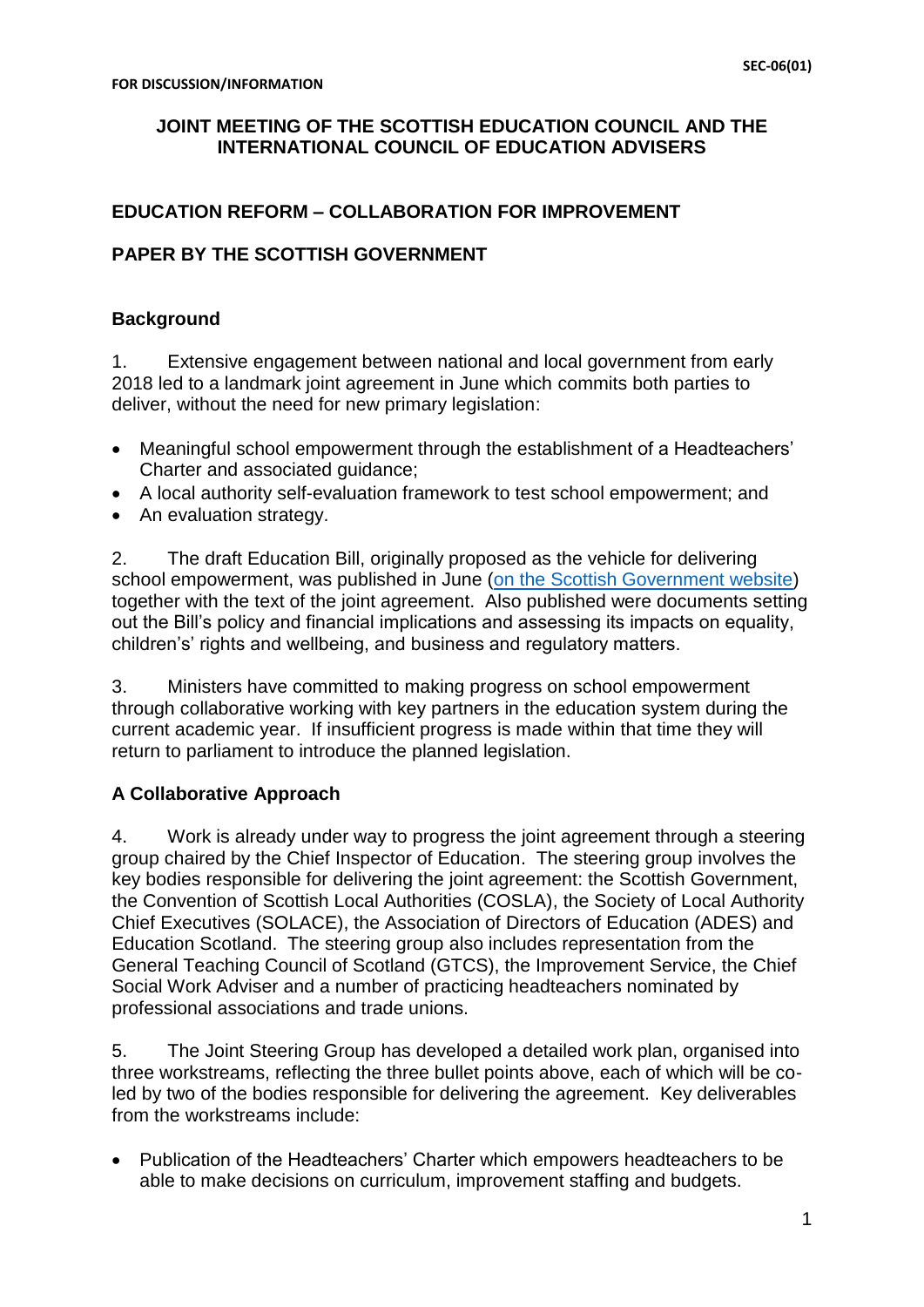**FOR DISCUSSION/INFORMATION**

SEC-06(01)

# JOINT MEETING OF THE SCOTTISH EDUCATION COUNCIL AND THE INTERNATIONAL COUNCIL OF EDUCATION ADVISERS

## EDUCATION REFORM – COLLABORATION FOR IMPROVEMENT

## PAPER BY THE SCOTTISH GOVERNMENT

### Background

1. Extensive engagement between national and local government from early 2018 led to a landmark joint agreement in June which commits both parties to deliver, without the need for new primary legislation:

- Meaningful school empowerment through the establishment of a Headteachers' Charter and associated guidance;
- A local authority self-evaluation framework to test school empowerment; and
- An evaluation strategy.

2. The draft Education Bill, originally proposed as the vehicle for delivering school empowerment, was published in June (on the Scottish Government website) together with the text of the joint agreement. Also published were documents setting out the Bill's policy and financial implications and assessing its impacts on equality, children's rights and wellbeing, and business and regulatory matters.

3. Ministers have committed to making progress on school empowerment through collaborative working with key partners in the education system during the current academic year. If insufficient progress is made within that time they will return to parliament to introduce the planned legislation.

### A Collaborative Approach

4. Work is already under way to progress the joint agreement through a steering group chaired by the Chief Inspector of Education. The steering group involves the key bodies responsible for delivering the joint agreement: the Scottish Government, the Convention of Scottish Local Authorities (COSLA), the Society of Local Authority Chief Executives (SOLACE), the Association of Directors of Education (ADES) and Education Scotland. The steering group also includes representation from the General Teaching Council of Scotland (GTCS), the Improvement Service, the Chief Social Work Adviser and a number of practicing headteachers nominated by professional associations and trade unions.

5. The Joint Steering Group has developed a detailed work plan, organised into three workstreams, reflecting the three bullet points above, each of which will be co-led by two of the bodies responsible for delivering the agreement. Key deliverables from the workstreams include:

- Publication of the Headteachers' Charter which empowers headteachers to be able to make decisions on curriculum, improvement staffing and budgets.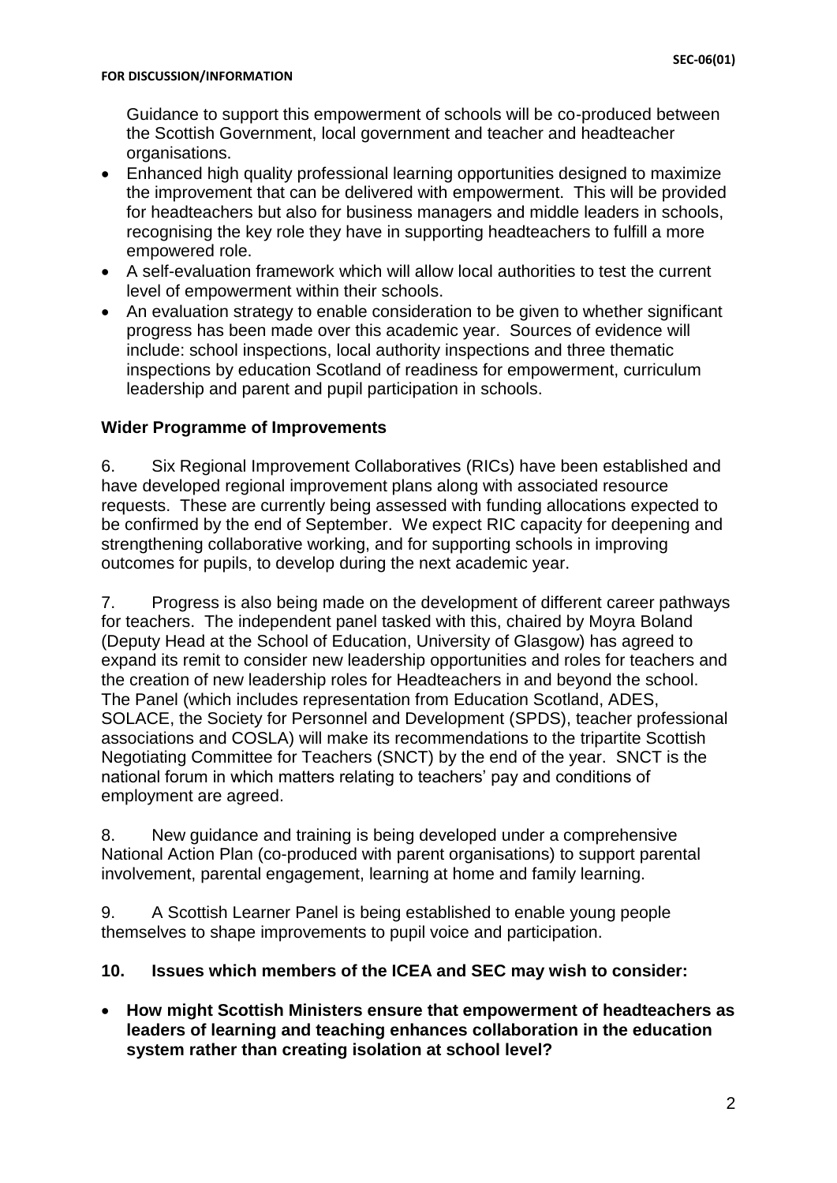Guidance to support this empowerment of schools will be co-produced between the Scottish Government, local government and teacher and headteacher organisations.

- Enhanced high quality professional learning opportunities designed to maximize the improvement that can be delivered with empowerment. This will be provided for headteachers but also for business managers and middle leaders in schools, recognising the key role they have in supporting headteachers to fulfill a more empowered role.
- A self-evaluation framework which will allow local authorities to test the current level of empowerment within their schools.
- An evaluation strategy to enable consideration to be given to whether significant progress has been made over this academic year. Sources of evidence will include: school inspections, local authority inspections and three thematic inspections by education Scotland of readiness for empowerment, curriculum leadership and parent and pupil participation in schools.

### Wider Programme of Improvements

6. Six Regional Improvement Collaboratives (RICs) have been established and have developed regional improvement plans along with associated resource requests. These are currently being assessed with funding allocations expected to be confirmed by the end of September. We expect RIC capacity for deepening and strengthening collaborative working, and for supporting schools in improving outcomes for pupils, to develop during the next academic year.

7. Progress is also being made on the development of different career pathways for teachers. The independent panel tasked with this, chaired by Moyra Boland (Deputy Head at the School of Education, University of Glasgow) has agreed to expand its remit to consider new leadership opportunities and roles for teachers and the creation of new leadership roles for Headteachers in and beyond the school. The Panel (which includes representation from Education Scotland, ADES, SOLACE, the Society for Personnel and Development (SPDS), teacher professional associations and COSLA) will make its recommendations to the tripartite Scottish Negotiating Committee for Teachers (SNCT) by the end of the year. SNCT is the national forum in which matters relating to teachers' pay and conditions of employment are agreed.

8. New guidance and training is being developed under a comprehensive National Action Plan (co-produced with parent organisations) to support parental involvement, parental engagement, learning at home and family learning.

9. A Scottish Learner Panel is being established to enable young people themselves to shape improvements to pupil voice and participation.

### 10. Issues which members of the ICEA and SEC may wish to consider:

- **How might Scottish Ministers ensure that empowerment of headteachers as leaders of learning and teaching enhances collaboration in the education system rather than creating isolation at school level?**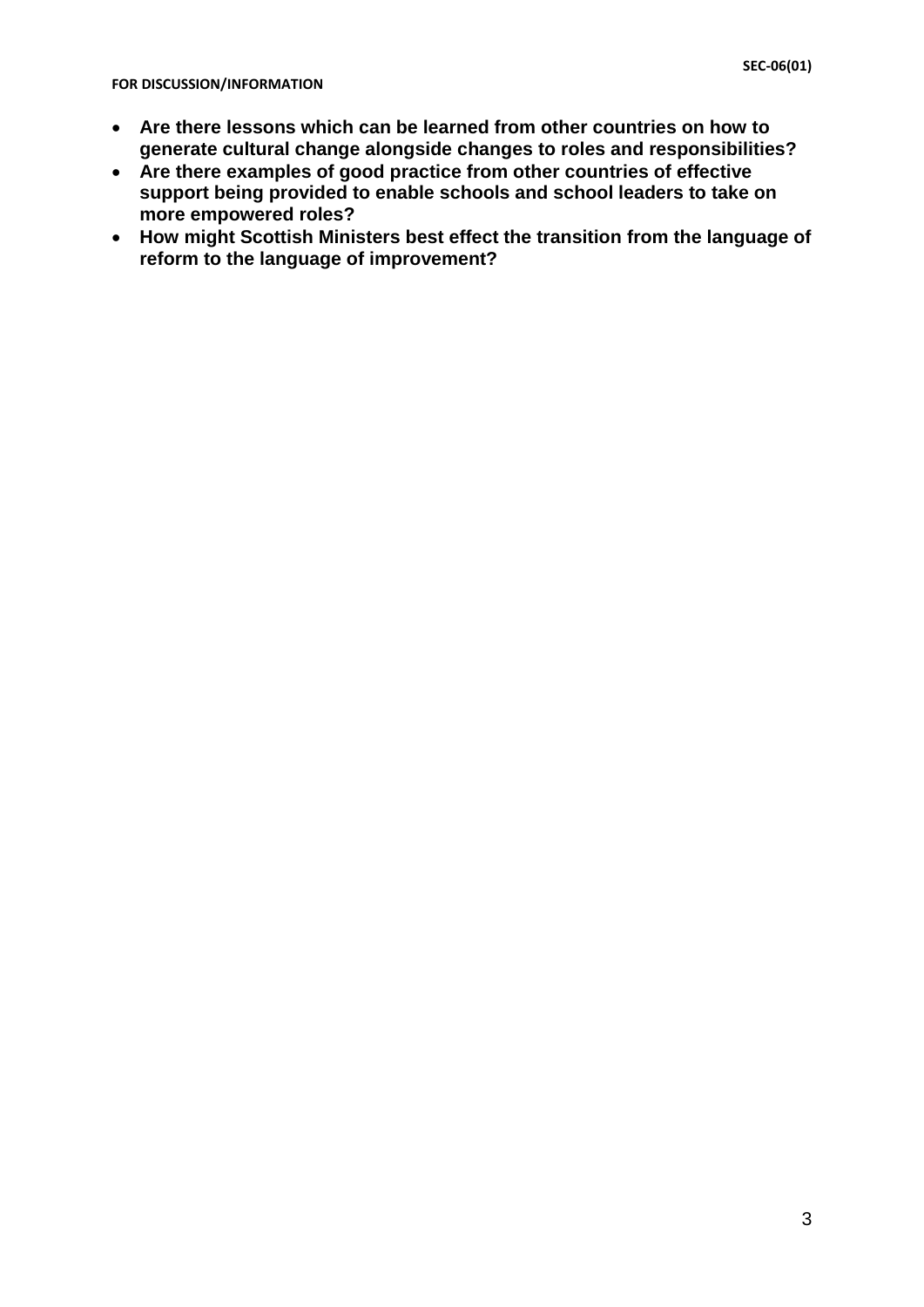- **Are there lessons which can be learned from other countries on how to generate cultural change alongside changes to roles and responsibilities?**
- **Are there examples of good practice from other countries of effective support being provided to enable schools and school leaders to take on more empowered roles?**
- **How might Scottish Ministers best effect the transition from the language of reform to the language of improvement?**